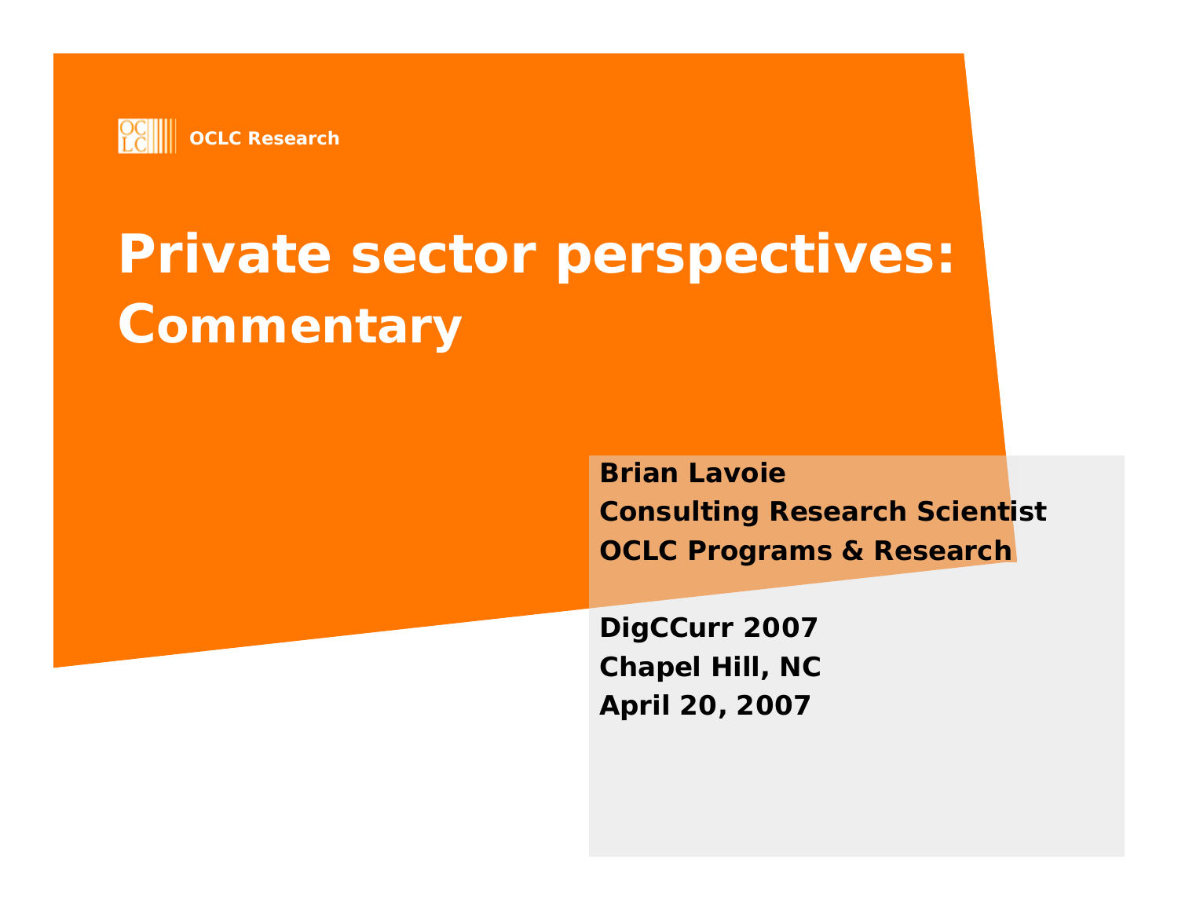OCLC Research

# Private sector perspectives: Commentary

**Brian Lavoie**
**Consulting Research Scientist**
**OCLC Programs & Research**

**DigCCurr 2007**
**Chapel Hill, NC**
**April 20, 2007**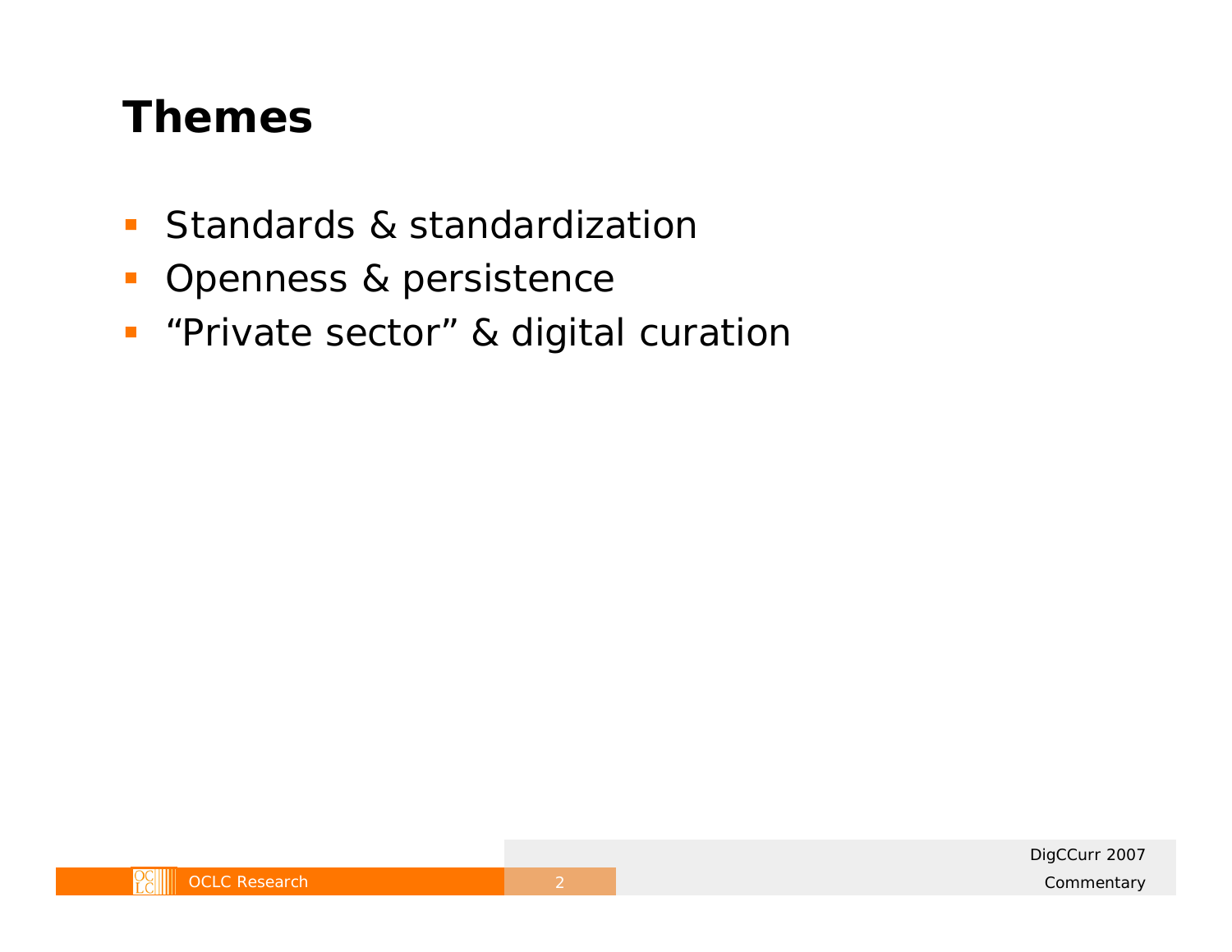# Themes

- Standards & standardization
- Openness & persistence
- "Private sector" & digital curation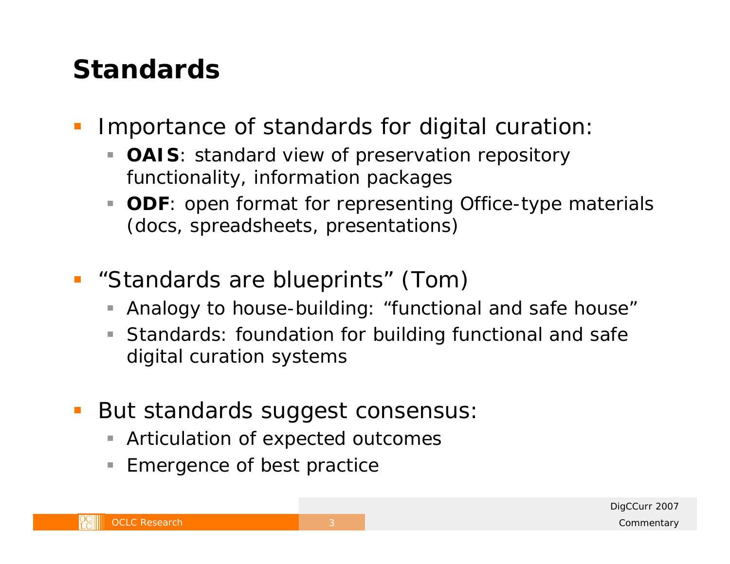# Standards

- Importance of standards for digital curation:
  - **OAIS**: standard view of preservation repository functionality, information packages
  - **ODF**: open format for representing Office-type materials (docs, spreadsheets, presentations)
- "Standards are blueprints" (Tom)
  - Analogy to house-building: "functional and safe house"
  - Standards: foundation for building functional and safe digital curation systems
- But standards suggest consensus:
  - Articulation of expected outcomes
  - Emergence of best practice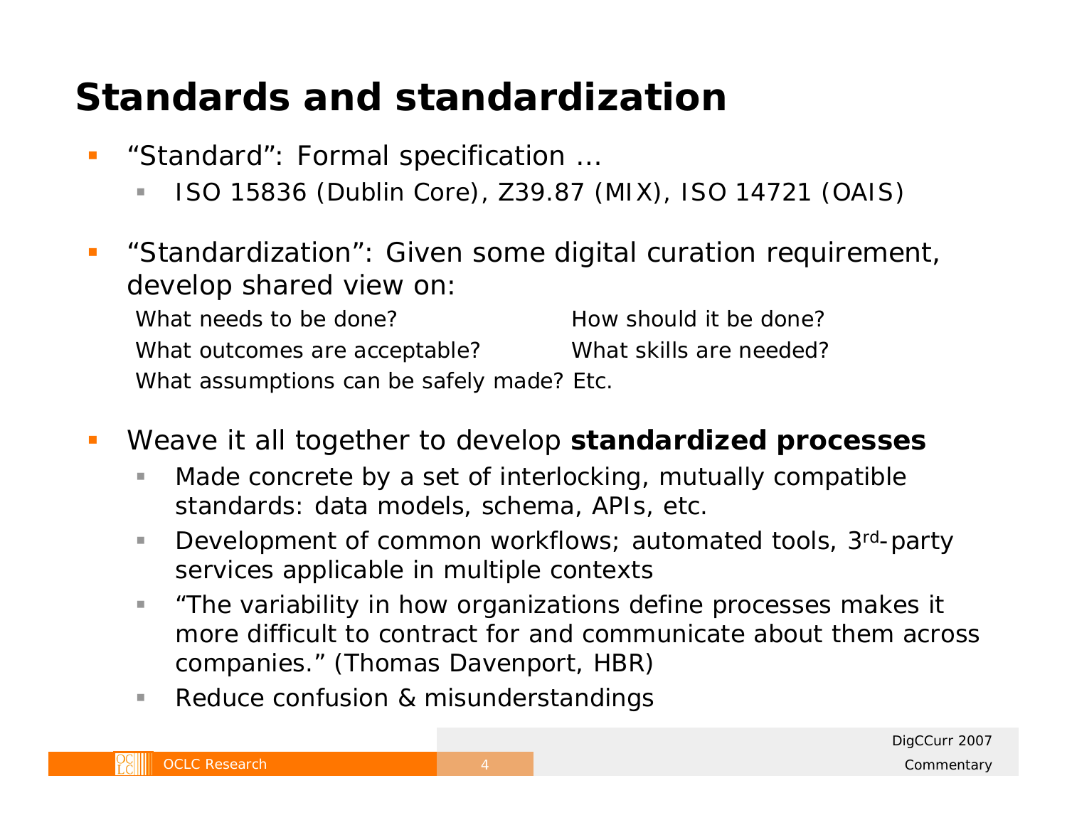# Standards and standardization

- "Standard": Formal specification …
  - ISO 15836 (Dublin Core), Z39.87 (MIX), ISO 14721 (OAIS)
- "Standardization": Given some digital curation requirement, develop shared view on:

  What needs to be done? How should it be done?
  What outcomes are acceptable? What skills are needed?
  What assumptions can be safely made? Etc.

- Weave it all together to develop **standardized processes**
  - Made concrete by a set of interlocking, mutually compatible standards: data models, schema, APIs, etc.
  - Development of common workflows; automated tools, 3rd-party services applicable in multiple contexts
  - "The variability in how organizations define processes makes it more difficult to contract for and communicate about them across companies." (Thomas Davenport, HBR)
  - Reduce confusion & misunderstandings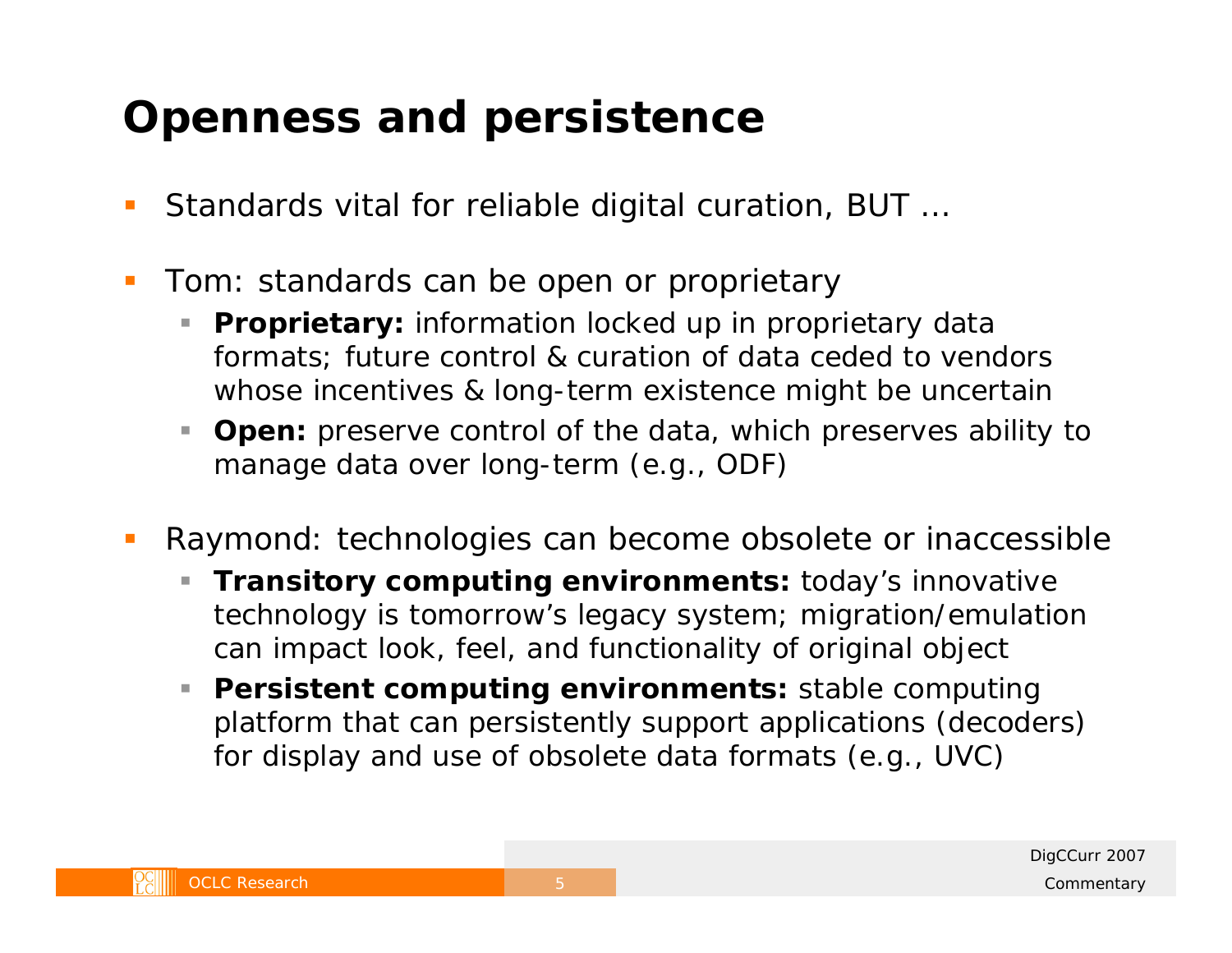# Openness and persistence

- Standards vital for reliable digital curation, BUT …
- Tom: standards can be open or proprietary
  - **Proprietary:** information locked up in proprietary data formats; future control & curation of data ceded to vendors whose incentives & long-term existence might be uncertain
  - **Open:** preserve control of the data, which preserves ability to manage data over long-term (e.g., ODF)
- Raymond: technologies can become obsolete or inaccessible
  - **Transitory computing environments:** today's innovative technology is tomorrow's legacy system; migration/emulation can impact look, feel, and functionality of original object
  - **Persistent computing environments:** stable computing platform that can persistently support applications (decoders) for display and use of obsolete data formats (e.g., UVC)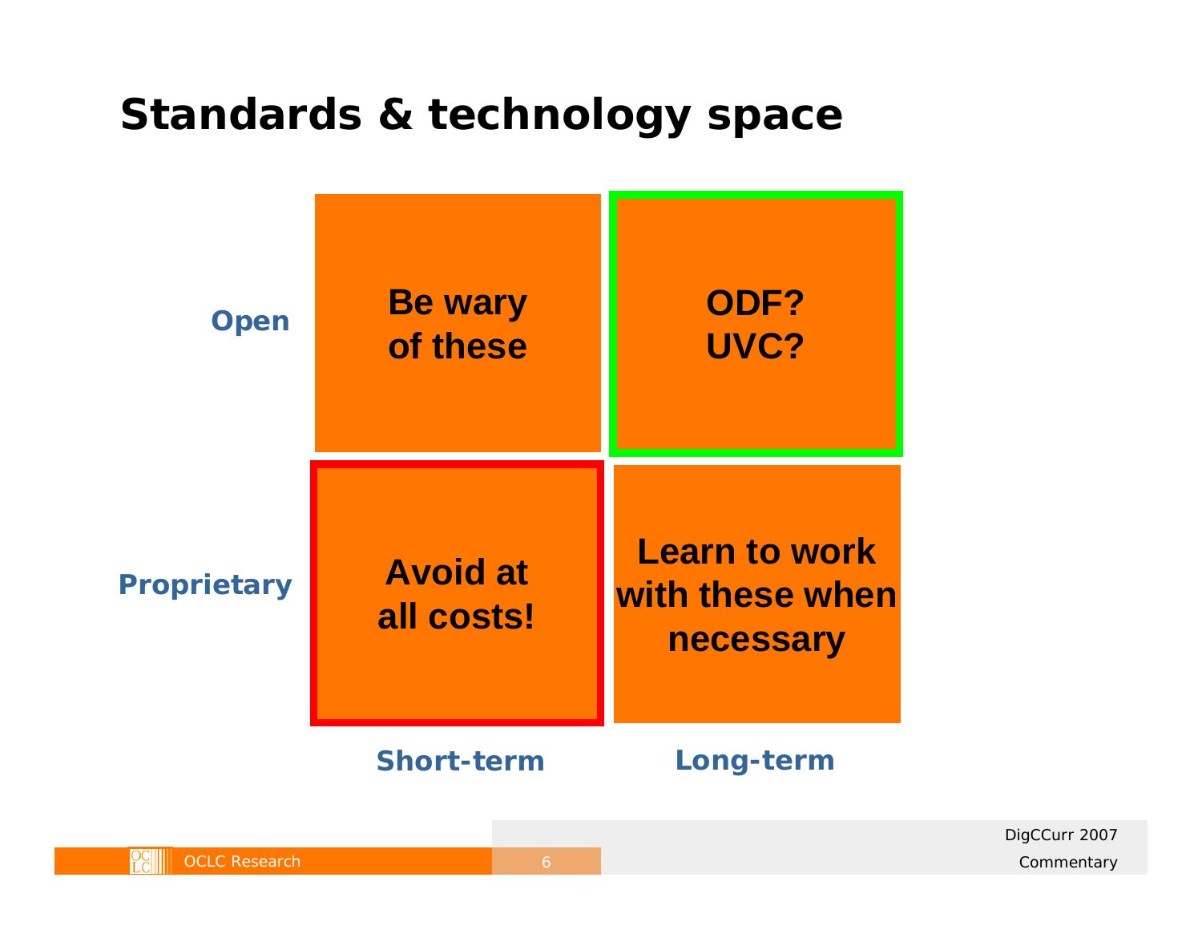# Standards & technology space

|  | Short-term | Long-term |
|---|---|---|
| **Open** | Be wary of these | ODF? UVC? |
| **Proprietary** | Avoid at all costs! | Learn to work with these when necessary |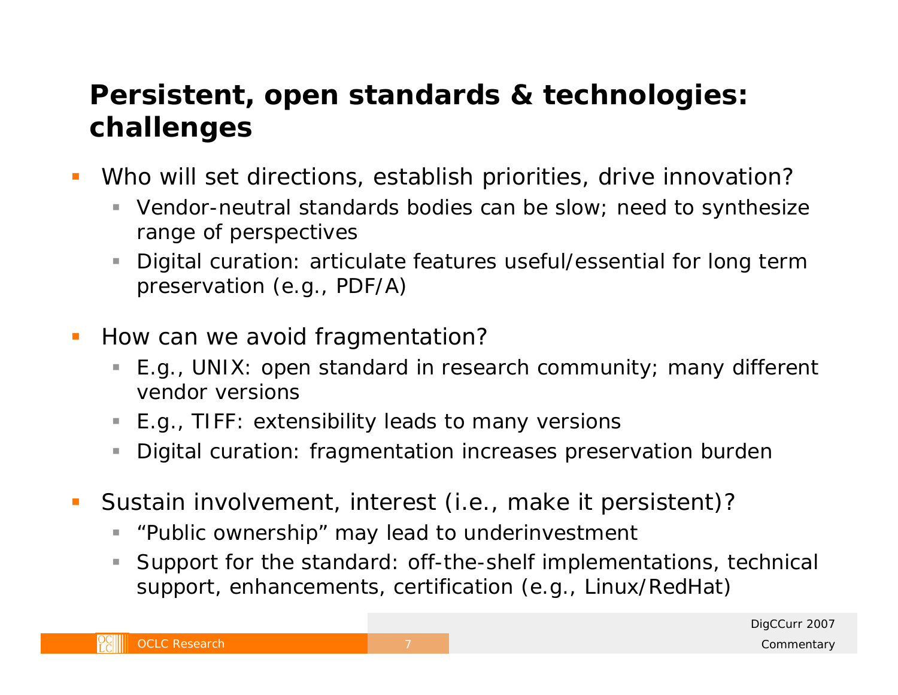# Persistent, open standards & technologies: challenges

- Who will set directions, establish priorities, drive innovation?
  - Vendor-neutral standards bodies can be slow; need to synthesize range of perspectives
  - Digital curation: articulate features useful/essential for long term preservation (e.g., PDF/A)
- How can we avoid fragmentation?
  - E.g., UNIX: open standard in research community; many different vendor versions
  - E.g., TIFF: extensibility leads to many versions
  - Digital curation: fragmentation increases preservation burden
- Sustain involvement, interest (i.e., make it persistent)?
  - "Public ownership" may lead to underinvestment
  - Support for the standard: off-the-shelf implementations, technical support, enhancements, certification (e.g., Linux/RedHat)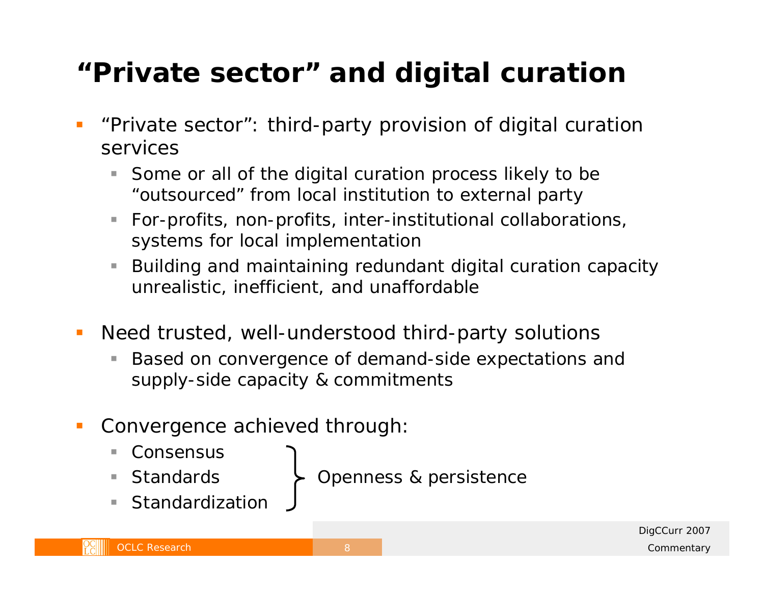# "Private sector" and digital curation

- "Private sector": third-party provision of digital curation services
  - Some or all of the digital curation process likely to be "outsourced" from local institution to external party
  - For-profits, non-profits, inter-institutional collaborations, systems for local implementation
  - Building and maintaining redundant digital curation capacity unrealistic, inefficient, and unaffordable
- Need trusted, well-understood third-party solutions
  - Based on convergence of demand-side expectations and supply-side capacity & commitments
- Convergence achieved through:
  - Consensus
  - Standards
  - Standardization

  } Openness & persistence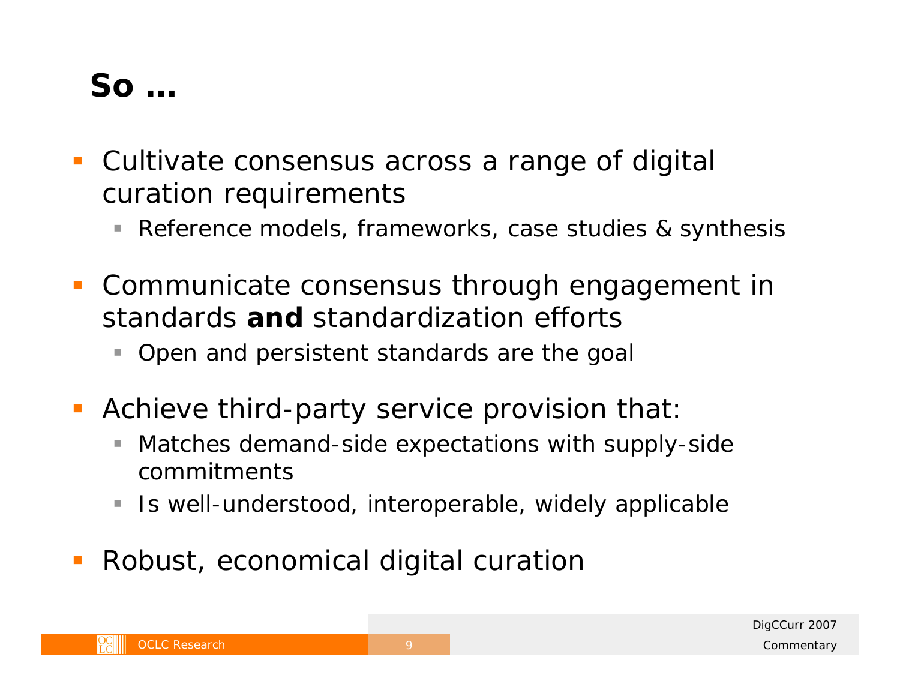# So …

- Cultivate consensus across a range of digital curation requirements
  - Reference models, frameworks, case studies & synthesis
- Communicate consensus through engagement in standards **and** standardization efforts
  - Open and persistent standards are the goal
- Achieve third-party service provision that:
  - Matches demand-side expectations with supply-side commitments
  - Is well-understood, interoperable, widely applicable
- Robust, economical digital curation